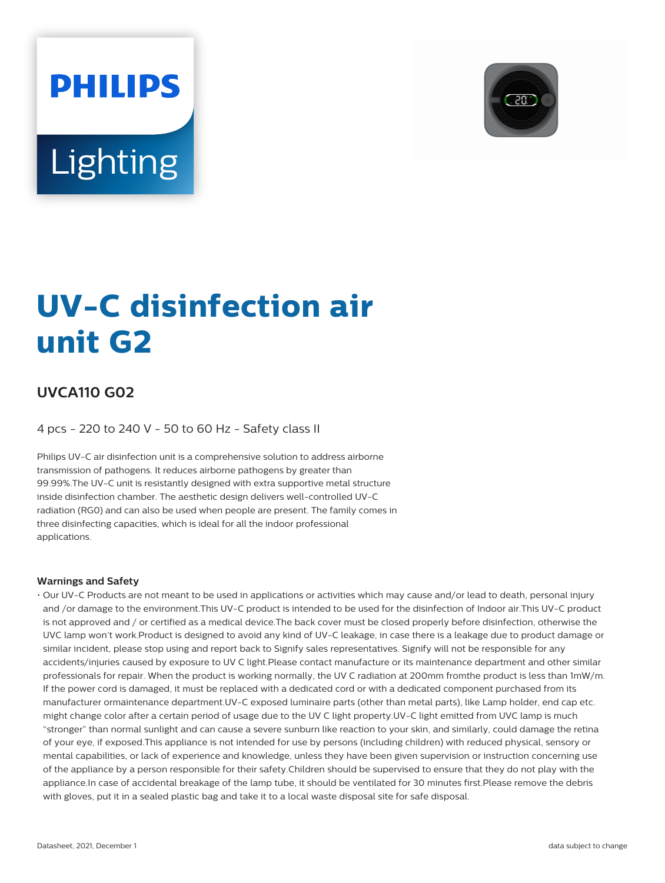PHILIPS

Lighting

# UV-C disinfection air unit G2

## UVCA110 G02

4 pcs - 220 to 240 V - 50 to 60 Hz - Safety class II

Philips UV-C air disinfection unit is a comprehensive solution to address airborne transmission of pathogens. It reduces airborne pathogens by greater than 99.99%.The UV-C unit is resistantly designed with extra supportive metal structure inside disinfection chamber. The aesthetic design delivers well-controlled UV-C radiation (RG0) and can also be used when people are present. The family comes in three disinfecting capacities, which is ideal for all the indoor professional applications.

### Warnings and Safety

- Our UV-C Products are not meant to be used in applications or activities which may cause and/or lead to death, personal injury and /or damage to the environment.This UV-C product is intended to be used for the disinfection of Indoor air.This UV-C product is not approved and / or certified as a medical device.The back cover must be closed properly before disinfection, otherwise the UVC lamp won't work.Product is designed to avoid any kind of UV-C leakage, in case there is a leakage due to product damage or similar incident, please stop using and report back to Signify sales representatives. Signify will not be responsible for any accidents/injuries caused by exposure to UV C light.Please contact manufacture or its maintenance department and other similar professionals for repair. When the product is working normally, the UV C radiation at 200mm fromthe product is less than 1mW/m. If the power cord is damaged, it must be replaced with a dedicated cord or with a dedicated component purchased from its manufacturer ormaintenance department.UV-C exposed luminaire parts (other than metal parts), like Lamp holder, end cap etc. might change color after a certain period of usage due to the UV C light property.UV-C light emitted from UVC lamp is much "stronger" than normal sunlight and can cause a severe sunburn like reaction to your skin, and similarly, could damage the retina of your eye, if exposed.This appliance is not intended for use by persons (including children) with reduced physical, sensory or mental capabilities, or lack of experience and knowledge, unless they have been given supervision or instruction concerning use of the appliance by a person responsible for their safety.Children should be supervised to ensure that they do not play with the appliance.In case of accidental breakage of the lamp tube, it should be ventilated for 30 minutes first.Please remove the debris with gloves, put it in a sealed plastic bag and take it to a local waste disposal site for safe disposal.

Datasheet, 2021, December 1

data subject to change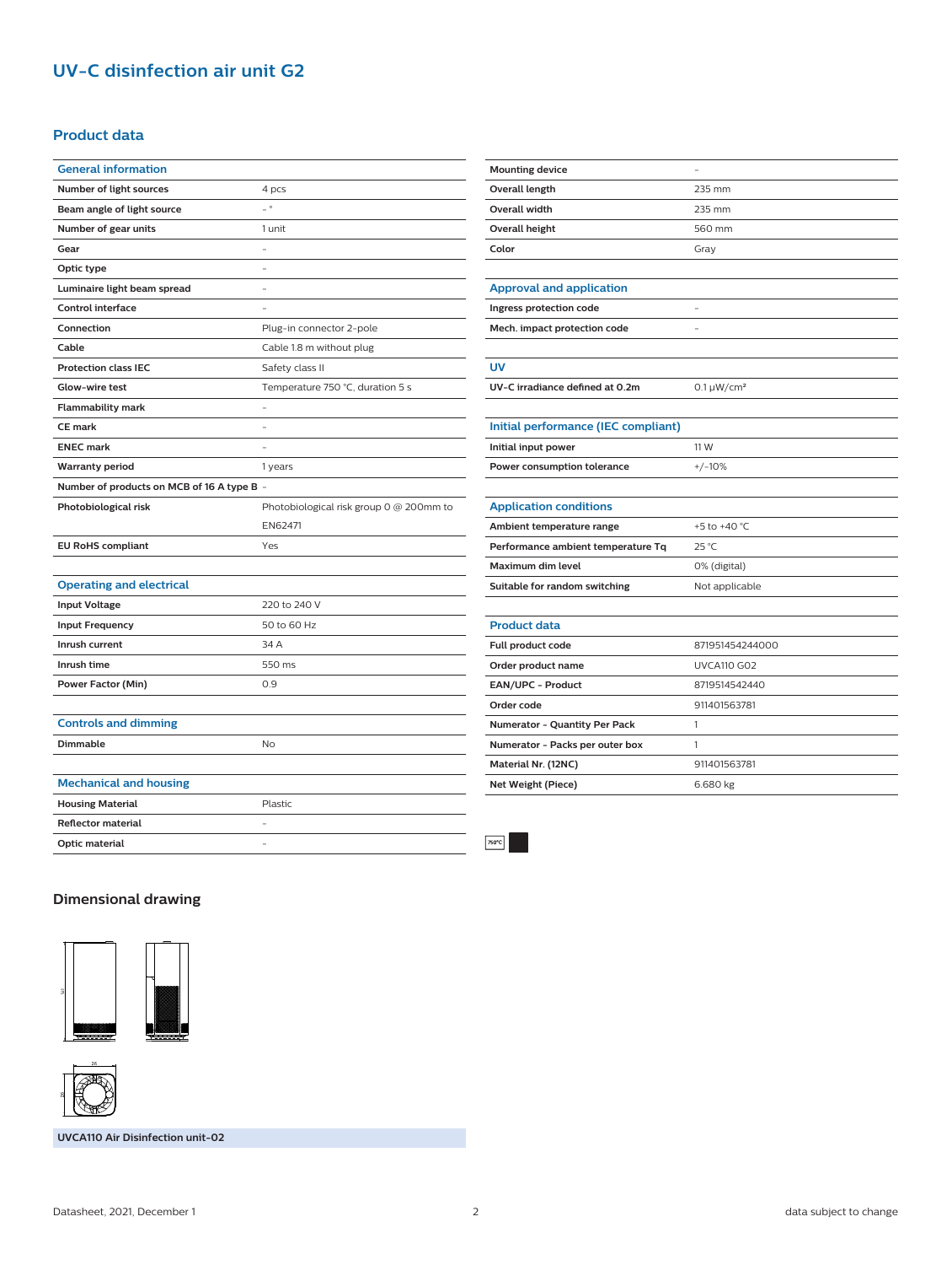# UV-C disinfection air unit G2

## Product data

| General information | |
|---|---|
| Number of light sources | 4 pcs |
| Beam angle of light source | - ° |
| Number of gear units | 1 unit |
| Gear | - |
| Optic type | - |
| Luminaire light beam spread | - |
| Control interface | - |
| Connection | Plug-in connector 2-pole |
| Cable | Cable 1.8 m without plug |
| Protection class IEC | Safety class II |
| Glow-wire test | Temperature 750 °C, duration 5 s |
| Flammability mark | - |
| CE mark | - |
| ENEC mark | - |
| Warranty period | 1 years |
| Number of products on MCB of 16 A type B | - |
| Photobiological risk | Photobiological risk group 0 @ 200mm to EN62471 |
| EU RoHS compliant | Yes |

| Operating and electrical | |
|---|---|
| Input Voltage | 220 to 240 V |
| Input Frequency | 50 to 60 Hz |
| Inrush current | 34 A |
| Inrush time | 550 ms |
| Power Factor (Min) | 0.9 |

| Controls and dimming | |
|---|---|
| Dimmable | No |

| Mechanical and housing | |
|---|---|
| Housing Material | Plastic |
| Reflector material | - |
| Optic material | - |
| Mounting device | - |
| Overall length | 235 mm |
| Overall width | 235 mm |
| Overall height | 560 mm |
| Color | Gray |

| Approval and application | |
|---|---|
| Ingress protection code | - |
| Mech. impact protection code | - |

| UV | |
|---|---|
| UV-C irradiance defined at 0.2m | 0.1 μW/cm² |

| Initial performance (IEC compliant) | |
|---|---|
| Initial input power | 11 W |
| Power consumption tolerance | +/-10% |

| Application conditions | |
|---|---|
| Ambient temperature range | +5 to +40 °C |
| Performance ambient temperature Tq | 25 °C |
| Maximum dim level | 0% (digital) |
| Suitable for random switching | Not applicable |

| Product data | |
|---|---|
| Full product code | 871951454244000 |
| Order product name | UVCA110 G02 |
| EAN/UPC - Product | 8719514542440 |
| Order code | 911401563781 |
| Numerator - Quantity Per Pack | 1 |
| Numerator - Packs per outer box | 1 |
| Material Nr. (12NC) | 911401563781 |
| Net Weight (Piece) | 6.680 kg |

750°C

## Dimensional drawing

UVCA110 Air Disinfection unit-02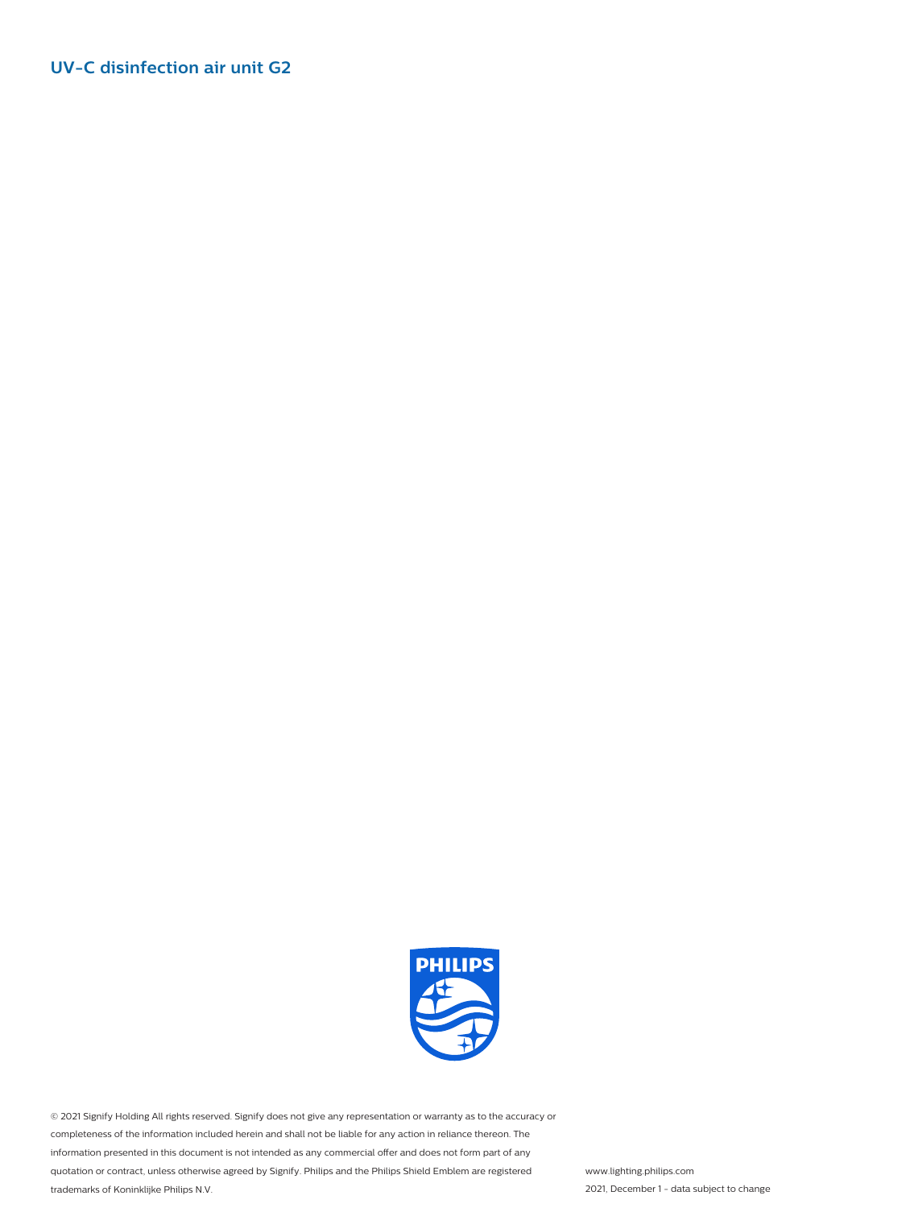UV-C disinfection air unit G2

PHILIPS

© 2021 Signify Holding All rights reserved. Signify does not give any representation or warranty as to the accuracy or completeness of the information included herein and shall not be liable for any action in reliance thereon. The information presented in this document is not intended as any commercial offer and does not form part of any quotation or contract, unless otherwise agreed by Signify. Philips and the Philips Shield Emblem are registered trademarks of Koninklijke Philips N.V.

www.lighting.philips.com

2021, December 1 - data subject to change